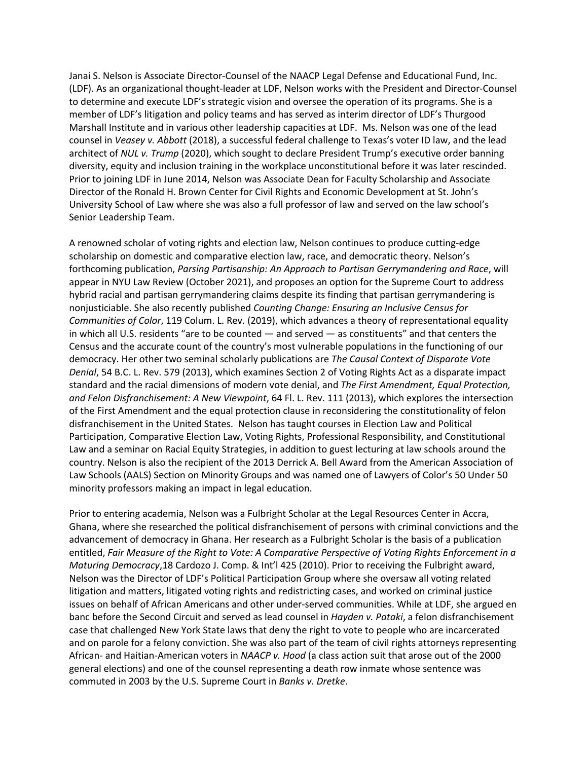Janai S. Nelson is Associate Director-Counsel of the NAACP Legal Defense and Educational Fund, Inc. (LDF). As an organizational thought-leader at LDF, Nelson works with the President and Director-Counsel to determine and execute LDF's strategic vision and oversee the operation of its programs. She is a member of LDF's litigation and policy teams and has served as interim director of LDF's Thurgood Marshall Institute and in various other leadership capacities at LDF. Ms. Nelson was one of the lead counsel in *Veasey v. Abbott* (2018), a successful federal challenge to Texas's voter ID law, and the lead architect of *NUL v. Trump* (2020), which sought to declare President Trump's executive order banning diversity, equity and inclusion training in the workplace unconstitutional before it was later rescinded. Prior to joining LDF in June 2014, Nelson was Associate Dean for Faculty Scholarship and Associate Director of the Ronald H. Brown Center for Civil Rights and Economic Development at St. John's University School of Law where she was also a full professor of law and served on the law school's Senior Leadership Team.

A renowned scholar of voting rights and election law, Nelson continues to produce cutting-edge scholarship on domestic and comparative election law, race, and democratic theory. Nelson's forthcoming publication, *Parsing Partisanship: An Approach to Partisan Gerrymandering and Race*, will appear in NYU Law Review (October 2021), and proposes an option for the Supreme Court to address hybrid racial and partisan gerrymandering claims despite its finding that partisan gerrymandering is nonjusticiable. She also recently published *Counting Change: Ensuring an Inclusive Census for Communities of Color*, 119 Colum. L. Rev. (2019), which advances a theory of representational equality in which all U.S. residents "are to be counted — and served — as constituents" and that centers the Census and the accurate count of the country's most vulnerable populations in the functioning of our democracy. Her other two seminal scholarly publications are *The Causal Context of Disparate Vote Denial*, 54 B.C. L. Rev. 579 (2013), which examines Section 2 of Voting Rights Act as a disparate impact standard and the racial dimensions of modern vote denial, and *The First Amendment, Equal Protection, and Felon Disfranchisement: A New Viewpoint*, 64 Fl. L. Rev. 111 (2013), which explores the intersection of the First Amendment and the equal protection clause in reconsidering the constitutionality of felon disfranchisement in the United States. Nelson has taught courses in Election Law and Political Participation, Comparative Election Law, Voting Rights, Professional Responsibility, and Constitutional Law and a seminar on Racial Equity Strategies, in addition to guest lecturing at law schools around the country. Nelson is also the recipient of the 2013 Derrick A. Bell Award from the American Association of Law Schools (AALS) Section on Minority Groups and was named one of Lawyers of Color's 50 Under 50 minority professors making an impact in legal education.

Prior to entering academia, Nelson was a Fulbright Scholar at the Legal Resources Center in Accra, Ghana, where she researched the political disfranchisement of persons with criminal convictions and the advancement of democracy in Ghana. Her research as a Fulbright Scholar is the basis of a publication entitled, *Fair Measure of the Right to Vote: A Comparative Perspective of Voting Rights Enforcement in a Maturing Democracy*,18 Cardozo J. Comp. & Int'l 425 (2010). Prior to receiving the Fulbright award, Nelson was the Director of LDF's Political Participation Group where she oversaw all voting related litigation and matters, litigated voting rights and redistricting cases, and worked on criminal justice issues on behalf of African Americans and other under-served communities. While at LDF, she argued en banc before the Second Circuit and served as lead counsel in *Hayden v. Pataki*, a felon disfranchisement case that challenged New York State laws that deny the right to vote to people who are incarcerated and on parole for a felony conviction. She was also part of the team of civil rights attorneys representing African- and Haitian-American voters in *NAACP v. Hood* (a class action suit that arose out of the 2000 general elections) and one of the counsel representing a death row inmate whose sentence was commuted in 2003 by the U.S. Supreme Court in *Banks v. Dretke*.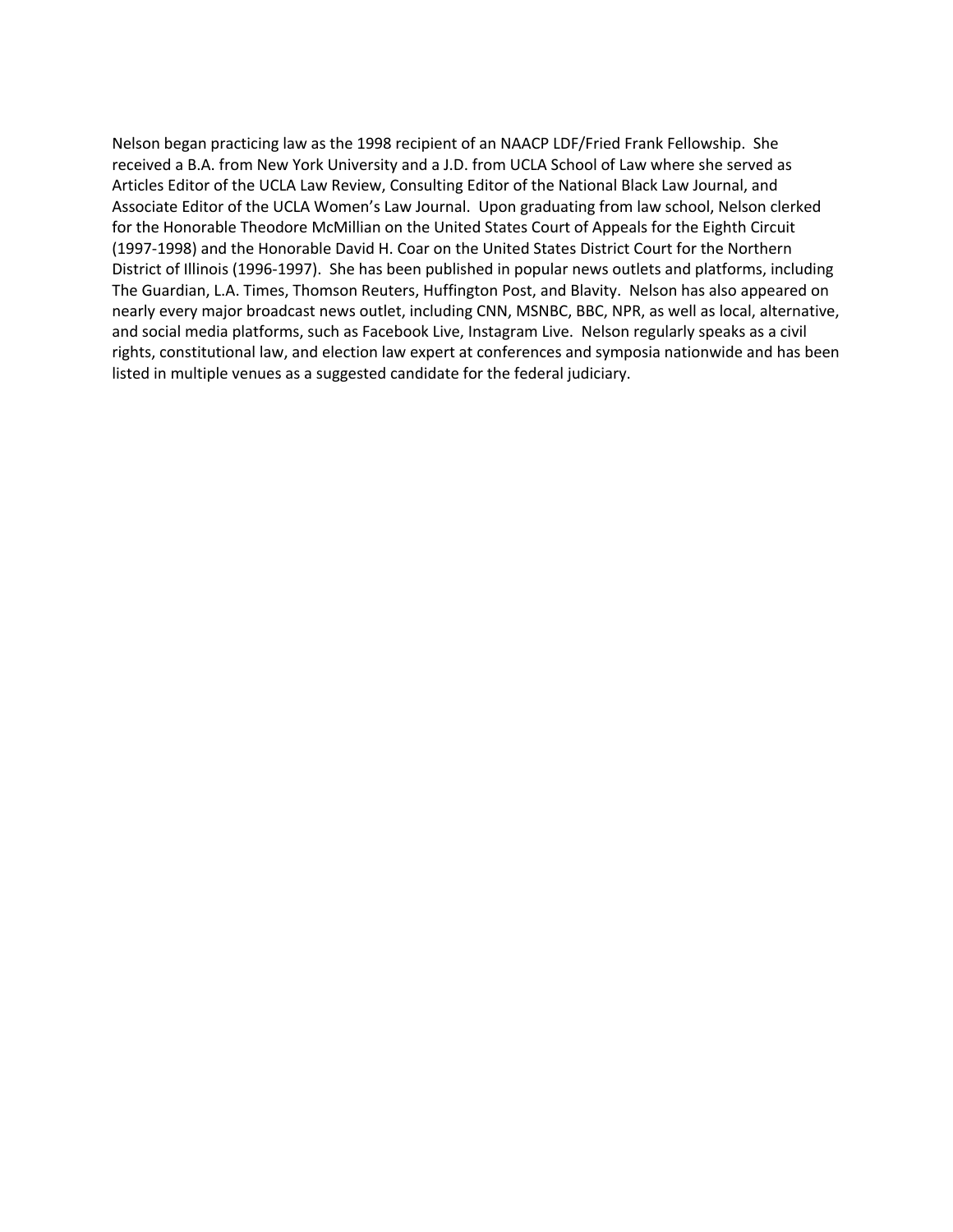Nelson began practicing law as the 1998 recipient of an NAACP LDF/Fried Frank Fellowship. She received a B.A. from New York University and a J.D. from UCLA School of Law where she served as Articles Editor of the UCLA Law Review, Consulting Editor of the National Black Law Journal, and Associate Editor of the UCLA Women's Law Journal. Upon graduating from law school, Nelson clerked for the Honorable Theodore McMillian on the United States Court of Appeals for the Eighth Circuit (1997-1998) and the Honorable David H. Coar on the United States District Court for the Northern District of Illinois (1996-1997). She has been published in popular news outlets and platforms, including The Guardian, L.A. Times, Thomson Reuters, Huffington Post, and Blavity. Nelson has also appeared on nearly every major broadcast news outlet, including CNN, MSNBC, BBC, NPR, as well as local, alternative, and social media platforms, such as Facebook Live, Instagram Live. Nelson regularly speaks as a civil rights, constitutional law, and election law expert at conferences and symposia nationwide and has been listed in multiple venues as a suggested candidate for the federal judiciary.